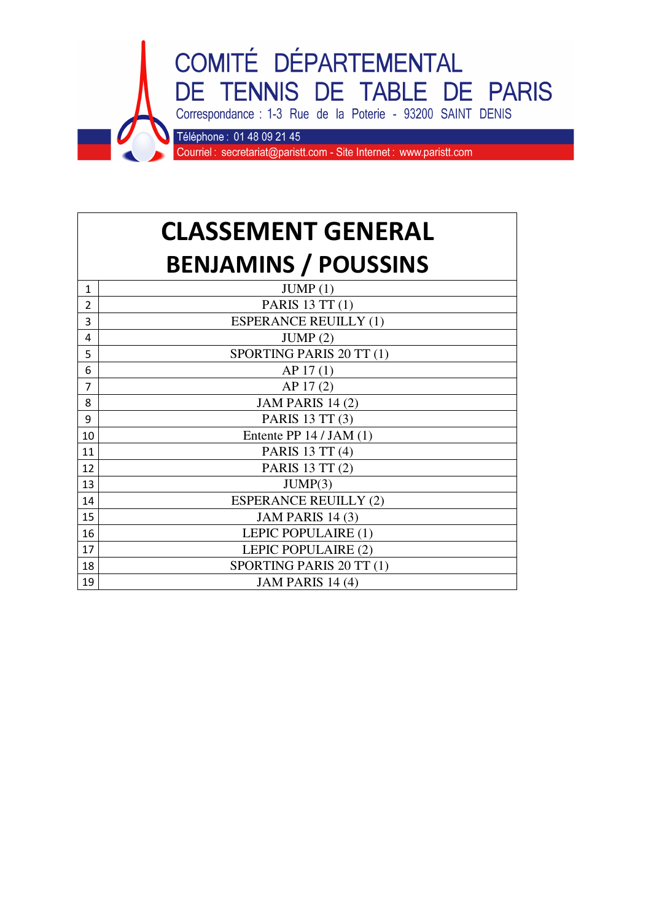COMITÉ DÉPARTEMENTAL
DE TENNIS DE TABLE DE PARIS

Correspondance : 1-3 Rue de la Poterie - 93200 SAINT DENIS

Téléphone : 01 48 09 21 45

Courriel : secretariat@paristt.com - Site Internet : www.paristt.com

# CLASSEMENT GENERAL
# BENJAMINS / POUSSINS

| | |
|---|---|
| 1 | JUMP (1) |
| 2 | PARIS 13 TT (1) |
| 3 | ESPERANCE REUILLY (1) |
| 4 | JUMP (2) |
| 5 | SPORTING PARIS 20 TT (1) |
| 6 | AP 17 (1) |
| 7 | AP 17 (2) |
| 8 | JAM PARIS 14 (2) |
| 9 | PARIS 13 TT (3) |
| 10 | Entente PP 14 / JAM (1) |
| 11 | PARIS 13 TT (4) |
| 12 | PARIS 13 TT (2) |
| 13 | JUMP(3) |
| 14 | ESPERANCE REUILLY (2) |
| 15 | JAM PARIS 14 (3) |
| 16 | LEPIC POPULAIRE (1) |
| 17 | LEPIC POPULAIRE (2) |
| 18 | SPORTING PARIS 20 TT (1) |
| 19 | JAM PARIS 14 (4) |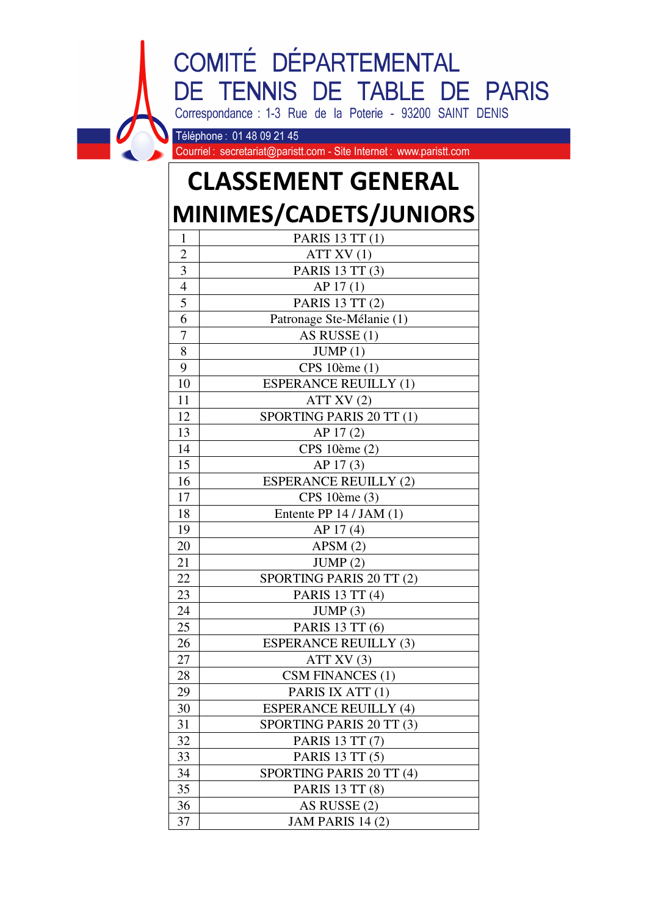COMITÉ DÉPARTEMENTAL
DE TENNIS DE TABLE DE PARIS

Correspondance : 1-3 Rue de la Poterie - 93200 SAINT DENIS

Téléphone : 01 48 09 21 45

Courriel : secretariat@paristt.com - Site Internet : www.paristt.com

# CLASSEMENT GENERAL MINIMES/CADETS/JUNIORS

| | |
|---|---|
| 1 | PARIS 13 TT (1) |
| 2 | ATT XV (1) |
| 3 | PARIS 13 TT (3) |
| 4 | AP 17 (1) |
| 5 | PARIS 13 TT (2) |
| 6 | Patronage Ste-Mélanie (1) |
| 7 | AS RUSSE (1) |
| 8 | JUMP (1) |
| 9 | CPS 10ème (1) |
| 10 | ESPERANCE REUILLY (1) |
| 11 | ATT XV (2) |
| 12 | SPORTING PARIS 20 TT (1) |
| 13 | AP 17 (2) |
| 14 | CPS 10ème (2) |
| 15 | AP 17 (3) |
| 16 | ESPERANCE REUILLY (2) |
| 17 | CPS 10ème (3) |
| 18 | Entente PP 14 / JAM (1) |
| 19 | AP 17 (4) |
| 20 | APSM (2) |
| 21 | JUMP (2) |
| 22 | SPORTING PARIS 20 TT (2) |
| 23 | PARIS 13 TT (4) |
| 24 | JUMP (3) |
| 25 | PARIS 13 TT (6) |
| 26 | ESPERANCE REUILLY (3) |
| 27 | ATT XV (3) |
| 28 | CSM FINANCES (1) |
| 29 | PARIS IX ATT (1) |
| 30 | ESPERANCE REUILLY (4) |
| 31 | SPORTING PARIS 20 TT (3) |
| 32 | PARIS 13 TT (7) |
| 33 | PARIS 13 TT (5) |
| 34 | SPORTING PARIS 20 TT (4) |
| 35 | PARIS 13 TT (8) |
| 36 | AS RUSSE (2) |
| 37 | JAM PARIS 14 (2) |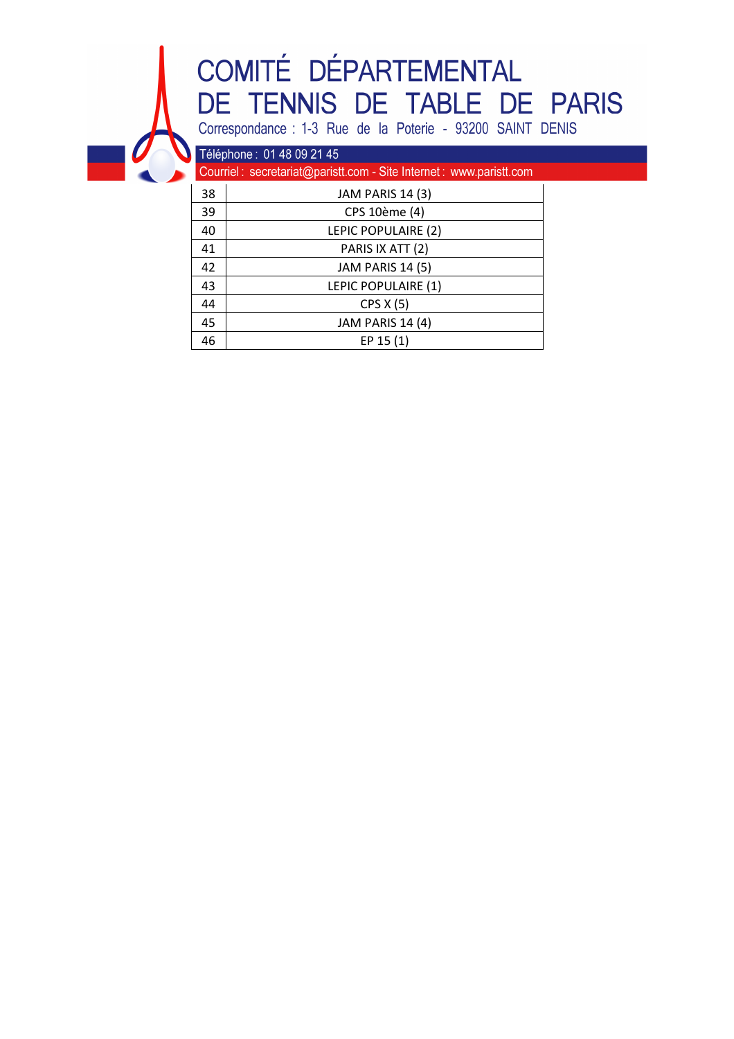# COMITÉ DÉPARTEMENTAL DE TENNIS DE TABLE DE PARIS

Correspondance : 1-3 Rue de la Poterie - 93200 SAINT DENIS

Téléphone : 01 48 09 21 45

Courriel : secretariat@paristt.com - Site Internet : www.paristt.com

| | |
|---|---|
| 38 | JAM PARIS 14 (3) |
| 39 | CPS 10ème (4) |
| 40 | LEPIC POPULAIRE (2) |
| 41 | PARIS IX ATT (2) |
| 42 | JAM PARIS 14 (5) |
| 43 | LEPIC POPULAIRE (1) |
| 44 | CPS X (5) |
| 45 | JAM PARIS 14 (4) |
| 46 | EP 15 (1) |